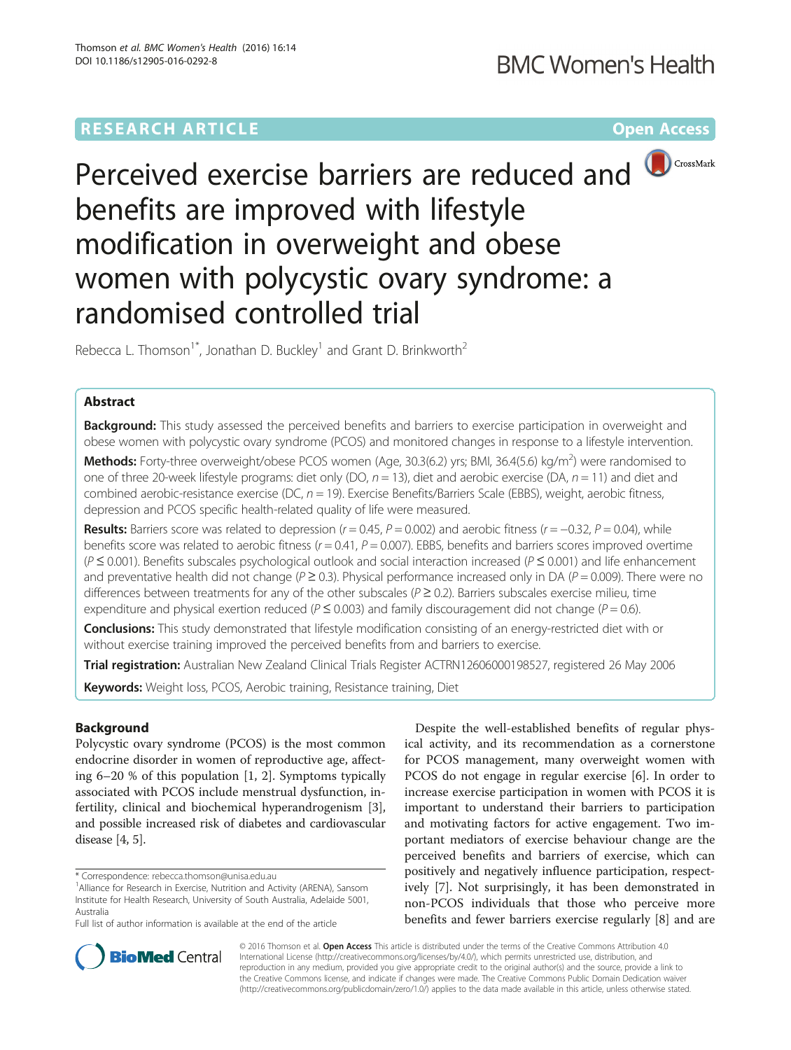RESEARCH ARTICLE

Open Access

# Perceived exercise barriers are reduced and benefits are improved with lifestyle modification in overweight and obese women with polycystic ovary syndrome: a randomised controlled trial

Rebecca L. Thomson[1*], Jonathan D. Buckley[1] and Grant D. Brinkworth[2]

## Abstract

**Background:** This study assessed the perceived benefits and barriers to exercise participation in overweight and obese women with polycystic ovary syndrome (PCOS) and monitored changes in response to a lifestyle intervention.

**Methods:** Forty-three overweight/obese PCOS women (Age, 30.3(6.2) yrs; BMI, 36.4(5.6) kg/m$^2$) were randomised to one of three 20-week lifestyle programs: diet only (DO, $n = 13$), diet and aerobic exercise (DA, $n = 11$) and diet and combined aerobic-resistance exercise (DC, $n = 19$). Exercise Benefits/Barriers Scale (EBBS), weight, aerobic fitness, depression and PCOS specific health-related quality of life were measured.

**Results:** Barriers score was related to depression ($r = 0.45$, $P = 0.002$) and aerobic fitness ($r = -0.32$, $P = 0.04$), while benefits score was related to aerobic fitness ($r = 0.41$, $P = 0.007$). EBBS, benefits and barriers scores improved overtime ($P \leq 0.001$). Benefits subscales psychological outlook and social interaction increased ($P \leq 0.001$) and life enhancement and preventative health did not change ($P \geq 0.3$). Physical performance increased only in DA ($P = 0.009$). There were no differences between treatments for any of the other subscales ($P \geq 0.2$). Barriers subscales exercise milieu, time expenditure and physical exertion reduced ($P \leq 0.003$) and family discouragement did not change ($P = 0.6$).

**Conclusions:** This study demonstrated that lifestyle modification consisting of an energy-restricted diet with or without exercise training improved the perceived benefits from and barriers to exercise.

**Trial registration:** Australian New Zealand Clinical Trials Register ACTRN12606000198527, registered 26 May 2006

**Keywords:** Weight loss, PCOS, Aerobic training, Resistance training, Diet

## Background

Polycystic ovary syndrome (PCOS) is the most common endocrine disorder in women of reproductive age, affecting 6–20 % of this population [1, 2]. Symptoms typically associated with PCOS include menstrual dysfunction, infertility, clinical and biochemical hyperandrogenism [3], and possible increased risk of diabetes and cardiovascular disease [4, 5].

Despite the well-established benefits of regular physical activity, and its recommendation as a cornerstone for PCOS management, many overweight women with PCOS do not engage in regular exercise [6]. In order to increase exercise participation in women with PCOS it is important to understand their barriers to participation and motivating factors for active engagement. Two important mediators of exercise behaviour change are the perceived benefits and barriers of exercise, which can positively and negatively influence participation, respectively [7]. Not surprisingly, it has been demonstrated in non-PCOS individuals that those who perceive more benefits and fewer barriers exercise regularly [8] and are

\* Correspondence: rebecca.thomson@unisa.edu.au
[1]Alliance for Research in Exercise, Nutrition and Activity (ARENA), Sansom Institute for Health Research, University of South Australia, Adelaide 5001, Australia
Full list of author information is available at the end of the article

© 2016 Thomson et al. **Open Access** This article is distributed under the terms of the Creative Commons Attribution 4.0 International License (http://creativecommons.org/licenses/by/4.0/), which permits unrestricted use, distribution, and reproduction in any medium, provided you give appropriate credit to the original author(s) and the source, provide a link to the Creative Commons license, and indicate if changes were made. The Creative Commons Public Domain Dedication waiver (http://creativecommons.org/publicdomain/zero/1.0/) applies to the data made available in this article, unless otherwise stated.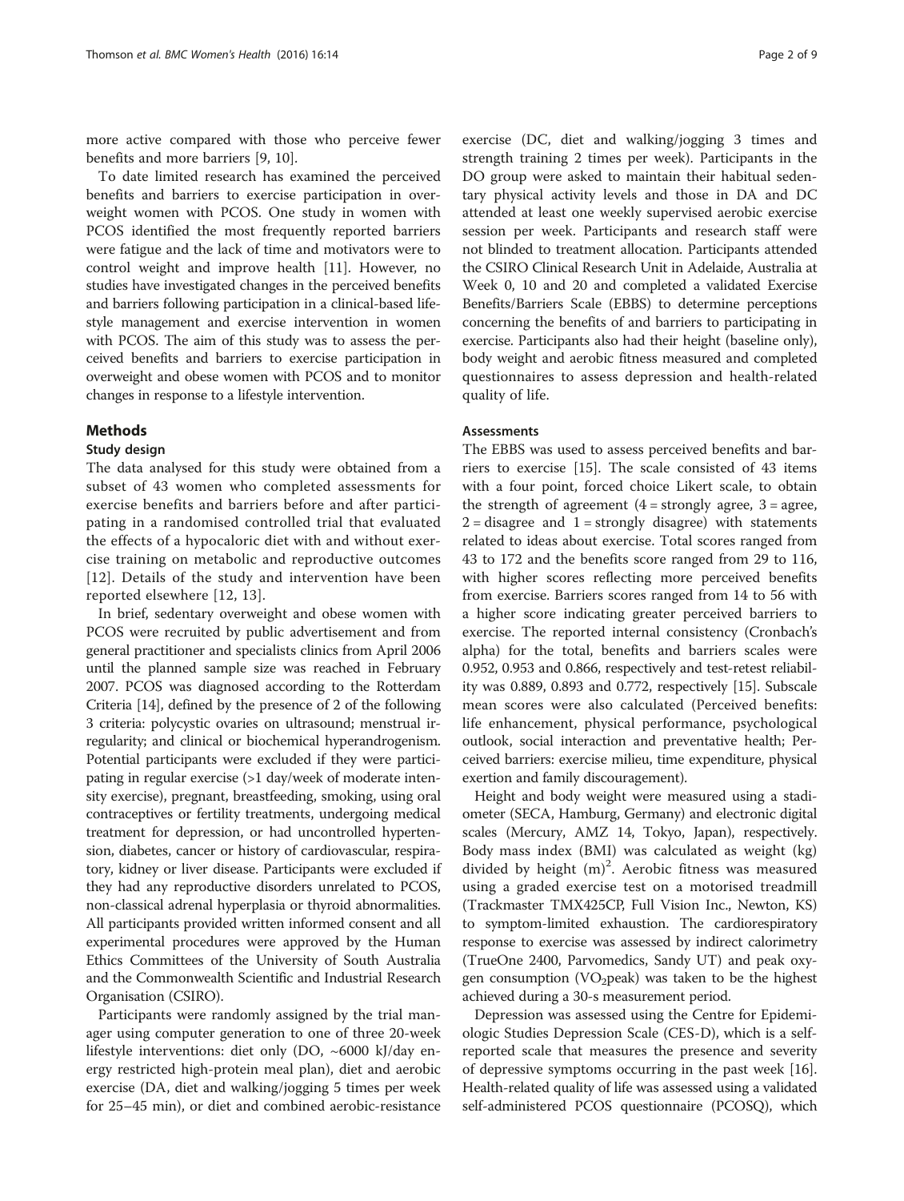more active compared with those who perceive fewer benefits and more barriers [9, 10].

To date limited research has examined the perceived benefits and barriers to exercise participation in overweight women with PCOS. One study in women with PCOS identified the most frequently reported barriers were fatigue and the lack of time and motivators were to control weight and improve health [11]. However, no studies have investigated changes in the perceived benefits and barriers following participation in a clinical-based lifestyle management and exercise intervention in women with PCOS. The aim of this study was to assess the perceived benefits and barriers to exercise participation in overweight and obese women with PCOS and to monitor changes in response to a lifestyle intervention.

## Methods

### Study design

The data analysed for this study were obtained from a subset of 43 women who completed assessments for exercise benefits and barriers before and after participating in a randomised controlled trial that evaluated the effects of a hypocaloric diet with and without exercise training on metabolic and reproductive outcomes [12]. Details of the study and intervention have been reported elsewhere [12, 13].

In brief, sedentary overweight and obese women with PCOS were recruited by public advertisement and from general practitioner and specialists clinics from April 2006 until the planned sample size was reached in February 2007. PCOS was diagnosed according to the Rotterdam Criteria [14], defined by the presence of 2 of the following 3 criteria: polycystic ovaries on ultrasound; menstrual irregularity; and clinical or biochemical hyperandrogenism. Potential participants were excluded if they were participating in regular exercise (>1 day/week of moderate intensity exercise), pregnant, breastfeeding, smoking, using oral contraceptives or fertility treatments, undergoing medical treatment for depression, or had uncontrolled hypertension, diabetes, cancer or history of cardiovascular, respiratory, kidney or liver disease. Participants were excluded if they had any reproductive disorders unrelated to PCOS, non-classical adrenal hyperplasia or thyroid abnormalities. All participants provided written informed consent and all experimental procedures were approved by the Human Ethics Committees of the University of South Australia and the Commonwealth Scientific and Industrial Research Organisation (CSIRO).

Participants were randomly assigned by the trial manager using computer generation to one of three 20-week lifestyle interventions: diet only (DO, ~6000 kJ/day energy restricted high-protein meal plan), diet and aerobic exercise (DA, diet and walking/jogging 5 times per week for 25–45 min), or diet and combined aerobic-resistance exercise (DC, diet and walking/jogging 3 times and strength training 2 times per week). Participants in the DO group were asked to maintain their habitual sedentary physical activity levels and those in DA and DC attended at least one weekly supervised aerobic exercise session per week. Participants and research staff were not blinded to treatment allocation. Participants attended the CSIRO Clinical Research Unit in Adelaide, Australia at Week 0, 10 and 20 and completed a validated Exercise Benefits/Barriers Scale (EBBS) to determine perceptions concerning the benefits of and barriers to participating in exercise. Participants also had their height (baseline only), body weight and aerobic fitness measured and completed questionnaires to assess depression and health-related quality of life.

### Assessments

The EBBS was used to assess perceived benefits and barriers to exercise [15]. The scale consisted of 43 items with a four point, forced choice Likert scale, to obtain the strength of agreement (4 = strongly agree, 3 = agree, 2 = disagree and 1 = strongly disagree) with statements related to ideas about exercise. Total scores ranged from 43 to 172 and the benefits score ranged from 29 to 116, with higher scores reflecting more perceived benefits from exercise. Barriers scores ranged from 14 to 56 with a higher score indicating greater perceived barriers to exercise. The reported internal consistency (Cronbach's alpha) for the total, benefits and barriers scales were 0.952, 0.953 and 0.866, respectively and test-retest reliability was 0.889, 0.893 and 0.772, respectively [15]. Subscale mean scores were also calculated (Perceived benefits: life enhancement, physical performance, psychological outlook, social interaction and preventative health; Perceived barriers: exercise milieu, time expenditure, physical exertion and family discouragement).

Height and body weight were measured using a stadiometer (SECA, Hamburg, Germany) and electronic digital scales (Mercury, AMZ 14, Tokyo, Japan), respectively. Body mass index (BMI) was calculated as weight (kg) divided by height $(m)^2$. Aerobic fitness was measured using a graded exercise test on a motorised treadmill (Trackmaster TMX425CP, Full Vision Inc., Newton, KS) to symptom-limited exhaustion. The cardiorespiratory response to exercise was assessed by indirect calorimetry (TrueOne 2400, Parvomedics, Sandy UT) and peak oxygen consumption ($VO_2$peak) was taken to be the highest achieved during a 30-s measurement period.

Depression was assessed using the Centre for Epidemiologic Studies Depression Scale (CES-D), which is a self-reported scale that measures the presence and severity of depressive symptoms occurring in the past week [16]. Health-related quality of life was assessed using a validated self-administered PCOS questionnaire (PCOSQ), which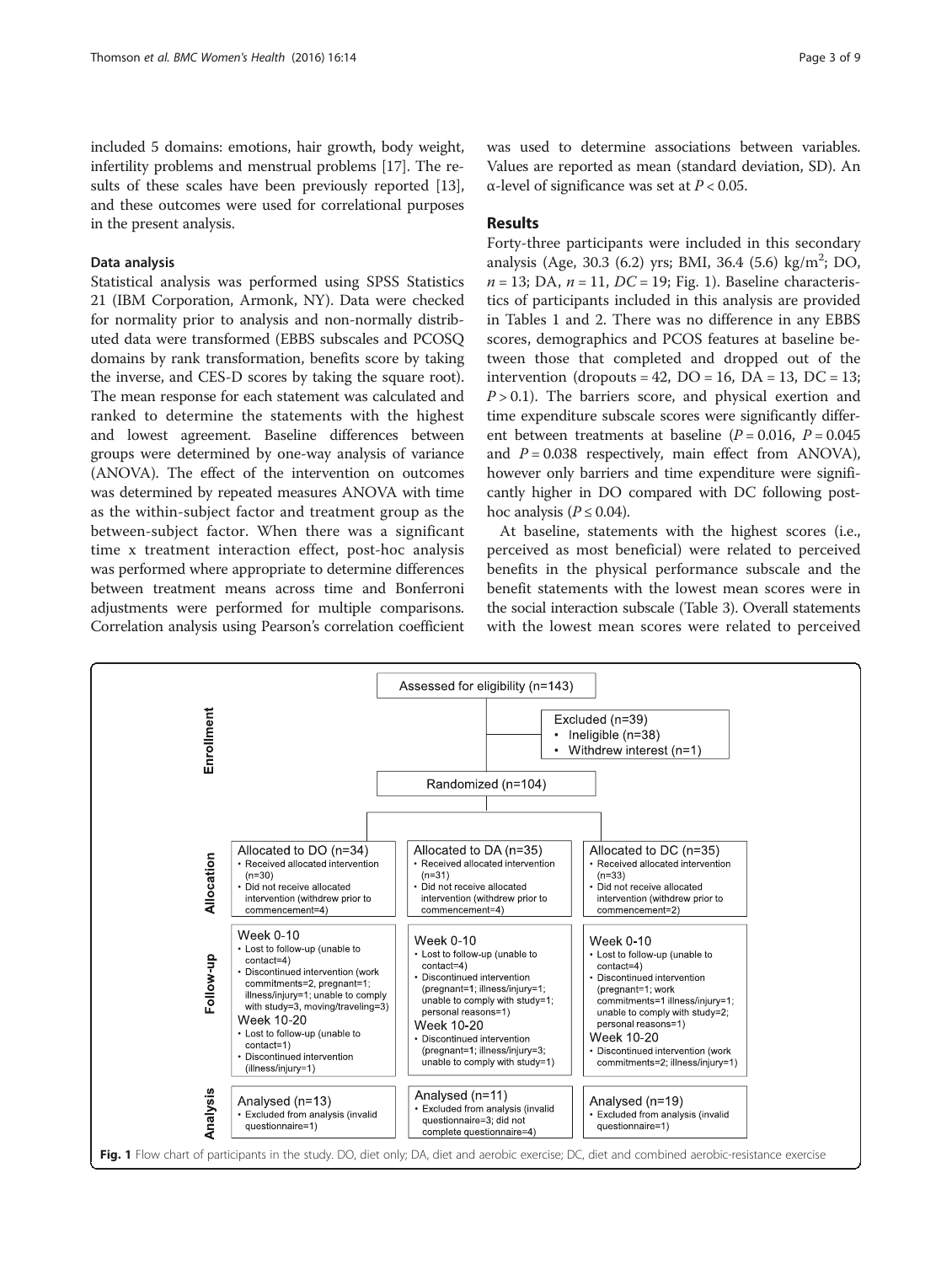included 5 domains: emotions, hair growth, body weight, infertility problems and menstrual problems [17]. The results of these scales have been previously reported [13], and these outcomes were used for correlational purposes in the present analysis.

### Data analysis

Statistical analysis was performed using SPSS Statistics 21 (IBM Corporation, Armonk, NY). Data were checked for normality prior to analysis and non-normally distributed data were transformed (EBBS subscales and PCOSQ domains by rank transformation, benefits score by taking the inverse, and CES-D scores by taking the square root). The mean response for each statement was calculated and ranked to determine the statements with the highest and lowest agreement. Baseline differences between groups were determined by one-way analysis of variance (ANOVA). The effect of the intervention on outcomes was determined by repeated measures ANOVA with time as the within-subject factor and treatment group as the between-subject factor. When there was a significant time x treatment interaction effect, post-hoc analysis was performed where appropriate to determine differences between treatment means across time and Bonferroni adjustments were performed for multiple comparisons. Correlation analysis using Pearson's correlation coefficient was used to determine associations between variables. Values are reported as mean (standard deviation, SD). An α-level of significance was set at $P < 0.05$.

## Results

Forty-three participants were included in this secondary analysis (Age, 30.3 (6.2) yrs; BMI, 36.4 (5.6) kg/m$^2$; DO, $n = 13$; DA, $n = 11$, $DC = 19$; Fig. 1). Baseline characteristics of participants included in this analysis are provided in Tables 1 and 2. There was no difference in any EBBS scores, demographics and PCOS features at baseline between those that completed and dropped out of the intervention (dropouts = 42, DO = 16, DA = 13, DC = 13; $P > 0.1$). The barriers score, and physical exertion and time expenditure subscale scores were significantly different between treatments at baseline ($P = 0.016$, $P = 0.045$ and $P = 0.038$ respectively, main effect from ANOVA), however only barriers and time expenditure were significantly higher in DO compared with DC following post-hoc analysis ($P \leq 0.04$).

At baseline, statements with the highest scores (i.e., perceived as most beneficial) were related to perceived benefits in the physical performance subscale and the benefit statements with the lowest mean scores were in the social interaction subscale (Table 3). Overall statements with the lowest mean scores were related to perceived

**Fig. 1** Flow chart of participants in the study. DO, diet only; DA, diet and aerobic exercise; DC, diet and combined aerobic-resistance exercise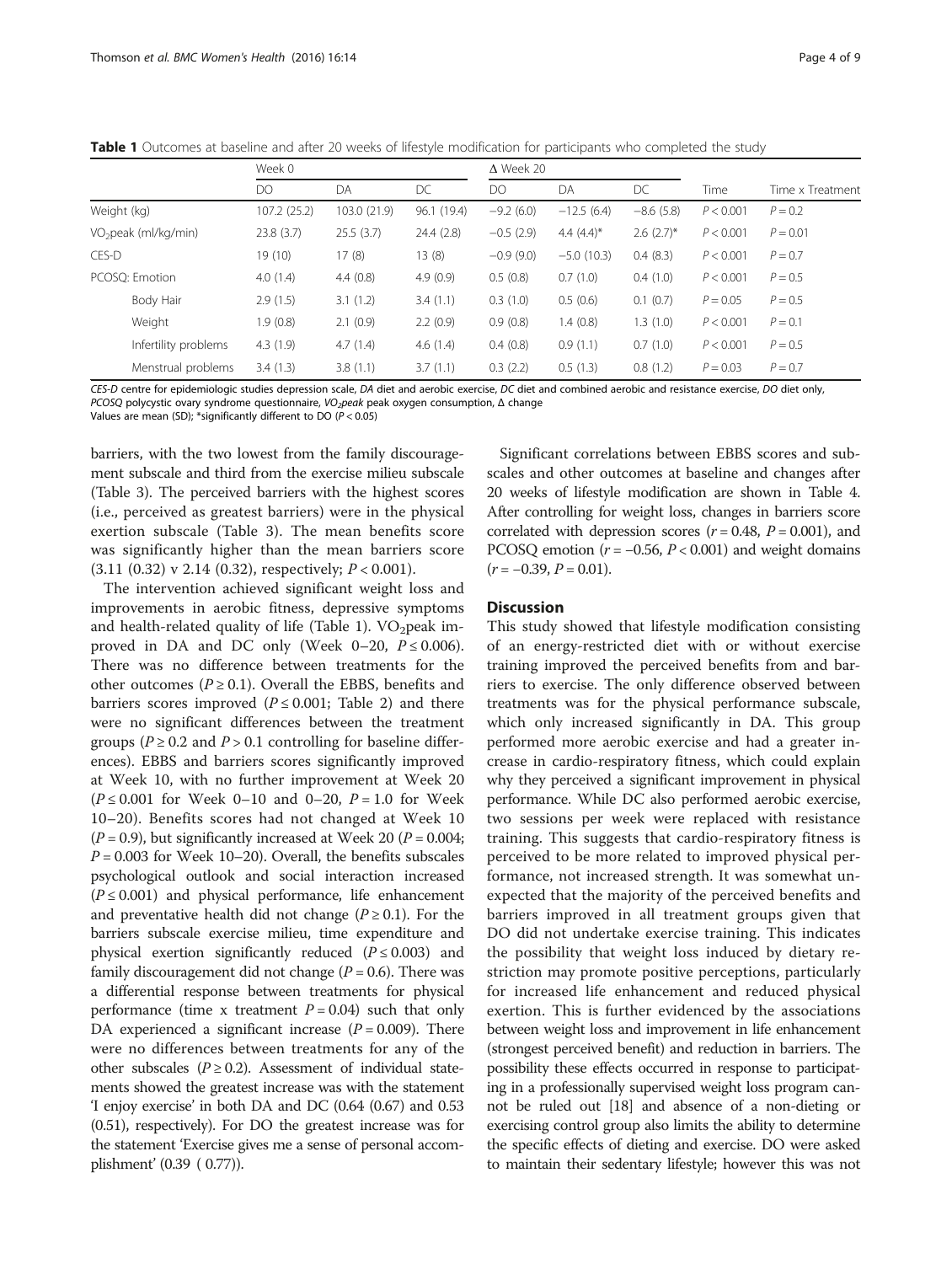**Table 1** Outcomes at baseline and after 20 weeks of lifestyle modification for participants who completed the study

| | Week 0 | | | Δ Week 20 | | | | |
|---|---|---|---|---|---|---|---|---|
| | DO | DA | DC | DO | DA | DC | Time | Time x Treatment |
| Weight (kg) | 107.2 (25.2) | 103.0 (21.9) | 96.1 (19.4) | −9.2 (6.0) | −12.5 (6.4) | −8.6 (5.8) | $P < 0.001$ | $P = 0.2$ |
| $VO_2$peak (ml/kg/min) | 23.8 (3.7) | 25.5 (3.7) | 24.4 (2.8) | −0.5 (2.9) | 4.4 (4.4)* | 2.6 (2.7)* | $P < 0.001$ | $P = 0.01$ |
| CES-D | 19 (10) | 17 (8) | 13 (8) | −0.9 (9.0) | −5.0 (10.3) | 0.4 (8.3) | $P < 0.001$ | $P = 0.7$ |
| PCOSQ: Emotion | 4.0 (1.4) | 4.4 (0.8) | 4.9 (0.9) | 0.5 (0.8) | 0.7 (1.0) | 0.4 (1.0) | $P < 0.001$ | $P = 0.5$ |
| Body Hair | 2.9 (1.5) | 3.1 (1.2) | 3.4 (1.1) | 0.3 (1.0) | 0.5 (0.6) | 0.1 (0.7) | $P = 0.05$ | $P = 0.5$ |
| Weight | 1.9 (0.8) | 2.1 (0.9) | 2.2 (0.9) | 0.9 (0.8) | 1.4 (0.8) | 1.3 (1.0) | $P < 0.001$ | $P = 0.1$ |
| Infertility problems | 4.3 (1.9) | 4.7 (1.4) | 4.6 (1.4) | 0.4 (0.8) | 0.9 (1.1) | 0.7 (1.0) | $P < 0.001$ | $P = 0.5$ |
| Menstrual problems | 3.4 (1.3) | 3.8 (1.1) | 3.7 (1.1) | 0.3 (2.2) | 0.5 (1.3) | 0.8 (1.2) | $P = 0.03$ | $P = 0.7$ |

*CES-D* centre for epidemiologic studies depression scale, *DA* diet and aerobic exercise, *DC* diet and combined aerobic and resistance exercise, *DO* diet only, *PCOSQ* polycystic ovary syndrome questionnaire, *$VO_2$peak* peak oxygen consumption, Δ change
Values are mean (SD); *significantly different to DO ($P < 0.05$)

barriers, with the two lowest from the family discouragement subscale and third from the exercise milieu subscale (Table 3). The perceived barriers with the highest scores (i.e., perceived as greatest barriers) were in the physical exertion subscale (Table 3). The mean benefits score was significantly higher than the mean barriers score (3.11 (0.32) v 2.14 (0.32), respectively; $P < 0.001$).

The intervention achieved significant weight loss and improvements in aerobic fitness, depressive symptoms and health-related quality of life (Table 1). $VO_2$peak improved in DA and DC only (Week 0–20, $P \leq 0.006$). There was no difference between treatments for the other outcomes ($P \geq 0.1$). Overall the EBBS, benefits and barriers scores improved ($P \leq 0.001$; Table 2) and there were no significant differences between the treatment groups ($P \geq 0.2$ and $P > 0.1$ controlling for baseline differences). EBBS and barriers scores significantly improved at Week 10, with no further improvement at Week 20 ($P \leq 0.001$ for Week 0–10 and 0–20, $P = 1.0$ for Week 10–20). Benefits scores had not changed at Week 10 ($P = 0.9$), but significantly increased at Week 20 ($P = 0.004$; $P = 0.003$ for Week 10–20). Overall, the benefits subscales psychological outlook and social interaction increased ($P \leq 0.001$) and physical performance, life enhancement and preventative health did not change ($P \geq 0.1$). For the barriers subscale exercise milieu, time expenditure and physical exertion significantly reduced ($P \leq 0.003$) and family discouragement did not change ($P = 0.6$). There was a differential response between treatments for physical performance (time x treatment $P = 0.04$) such that only DA experienced a significant increase ($P = 0.009$). There were no differences between treatments for any of the other subscales ($P \geq 0.2$). Assessment of individual statements showed the greatest increase was with the statement 'I enjoy exercise' in both DA and DC (0.64 (0.67) and 0.53 (0.51), respectively). For DO the greatest increase was for the statement 'Exercise gives me a sense of personal accomplishment' (0.39 ( 0.77)).

Significant correlations between EBBS scores and subscales and other outcomes at baseline and changes after 20 weeks of lifestyle modification are shown in Table 4. After controlling for weight loss, changes in barriers score correlated with depression scores ($r = 0.48$, $P = 0.001$), and PCOSQ emotion ($r = -0.56$, $P < 0.001$) and weight domains ($r = -0.39$, $P = 0.01$).

## Discussion

This study showed that lifestyle modification consisting of an energy-restricted diet with or without exercise training improved the perceived benefits from and barriers to exercise. The only difference observed between treatments was for the physical performance subscale, which only increased significantly in DA. This group performed more aerobic exercise and had a greater increase in cardio-respiratory fitness, which could explain why they perceived a significant improvement in physical performance. While DC also performed aerobic exercise, two sessions per week were replaced with resistance training. This suggests that cardio-respiratory fitness is perceived to be more related to improved physical performance, not increased strength. It was somewhat unexpected that the majority of the perceived benefits and barriers improved in all treatment groups given that DO did not undertake exercise training. This indicates the possibility that weight loss induced by dietary restriction may promote positive perceptions, particularly for increased life enhancement and reduced physical exertion. This is further evidenced by the associations between weight loss and improvement in life enhancement (strongest perceived benefit) and reduction in barriers. The possibility these effects occurred in response to participating in a professionally supervised weight loss program cannot be ruled out [18] and absence of a non-dieting or exercising control group also limits the ability to determine the specific effects of dieting and exercise. DO were asked to maintain their sedentary lifestyle; however this was not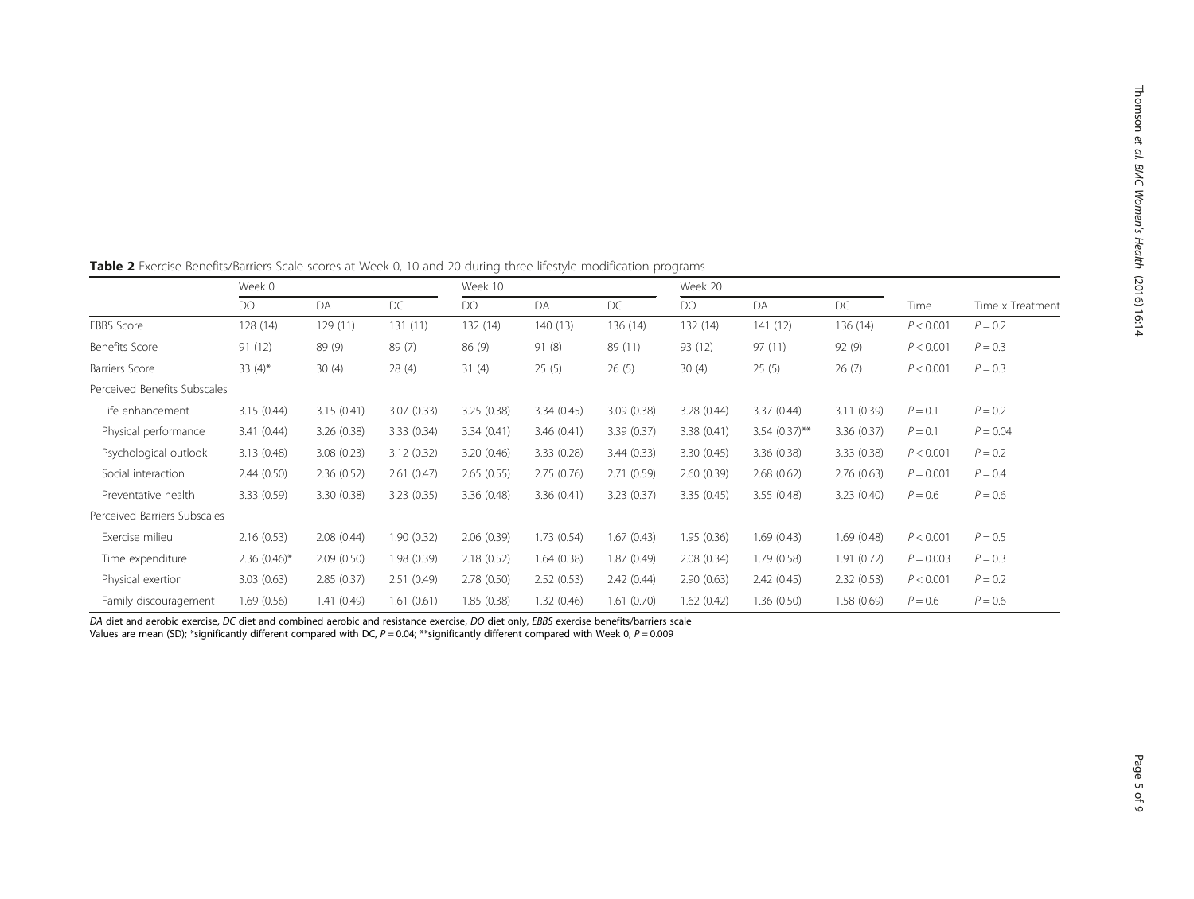**Table 2** Exercise Benefits/Barriers Scale scores at Week 0, 10 and 20 during three lifestyle modification programs

| | Week 0 | | | Week 10 | | | Week 20 | | | | |
|---|---|---|---|---|---|---|---|---|---|---|---|
| | DO | DA | DC | DO | DA | DC | DO | DA | DC | Time | Time x Treatment |
| EBBS Score | 128 (14) | 129 (11) | 131 (11) | 132 (14) | 140 (13) | 136 (14) | 132 (14) | 141 (12) | 136 (14) | $P < 0.001$ | $P = 0.2$ |
| Benefits Score | 91 (12) | 89 (9) | 89 (7) | 86 (9) | 91 (8) | 89 (11) | 93 (12) | 97 (11) | 92 (9) | $P < 0.001$ | $P = 0.3$ |
| Barriers Score | 33 (4)* | 30 (4) | 28 (4) | 31 (4) | 25 (5) | 26 (5) | 30 (4) | 25 (5) | 26 (7) | $P < 0.001$ | $P = 0.3$ |
| Perceived Benefits Subscales | | | | | | | | | | | |
| Life enhancement | 3.15 (0.44) | 3.15 (0.41) | 3.07 (0.33) | 3.25 (0.38) | 3.34 (0.45) | 3.09 (0.38) | 3.28 (0.44) | 3.37 (0.44) | 3.11 (0.39) | $P = 0.1$ | $P = 0.2$ |
| Physical performance | 3.41 (0.44) | 3.26 (0.38) | 3.33 (0.34) | 3.34 (0.41) | 3.46 (0.41) | 3.39 (0.37) | 3.38 (0.41) | 3.54 (0.37)** | 3.36 (0.37) | $P = 0.1$ | $P = 0.04$ |
| Psychological outlook | 3.13 (0.48) | 3.08 (0.23) | 3.12 (0.32) | 3.20 (0.46) | 3.33 (0.28) | 3.44 (0.33) | 3.30 (0.45) | 3.36 (0.38) | 3.33 (0.38) | $P < 0.001$ | $P = 0.2$ |
| Social interaction | 2.44 (0.50) | 2.36 (0.52) | 2.61 (0.47) | 2.65 (0.55) | 2.75 (0.76) | 2.71 (0.59) | 2.60 (0.39) | 2.68 (0.62) | 2.76 (0.63) | $P = 0.001$ | $P = 0.4$ |
| Preventative health | 3.33 (0.59) | 3.30 (0.38) | 3.23 (0.35) | 3.36 (0.48) | 3.36 (0.41) | 3.23 (0.37) | 3.35 (0.45) | 3.55 (0.48) | 3.23 (0.40) | $P = 0.6$ | $P = 0.6$ |
| Perceived Barriers Subscales | | | | | | | | | | | |
| Exercise milieu | 2.16 (0.53) | 2.08 (0.44) | 1.90 (0.32) | 2.06 (0.39) | 1.73 (0.54) | 1.67 (0.43) | 1.95 (0.36) | 1.69 (0.43) | 1.69 (0.48) | $P < 0.001$ | $P = 0.5$ |
| Time expenditure | 2.36 (0.46)* | 2.09 (0.50) | 1.98 (0.39) | 2.18 (0.52) | 1.64 (0.38) | 1.87 (0.49) | 2.08 (0.34) | 1.79 (0.58) | 1.91 (0.72) | $P = 0.003$ | $P = 0.3$ |
| Physical exertion | 3.03 (0.63) | 2.85 (0.37) | 2.51 (0.49) | 2.78 (0.50) | 2.52 (0.53) | 2.42 (0.44) | 2.90 (0.63) | 2.42 (0.45) | 2.32 (0.53) | $P < 0.001$ | $P = 0.2$ |
| Family discouragement | 1.69 (0.56) | 1.41 (0.49) | 1.61 (0.61) | 1.85 (0.38) | 1.32 (0.46) | 1.61 (0.70) | 1.62 (0.42) | 1.36 (0.50) | 1.58 (0.69) | $P = 0.6$ | $P = 0.6$ |

*DA* diet and aerobic exercise, *DC* diet and combined aerobic and resistance exercise, *DO* diet only, *EBBS* exercise benefits/barriers scale
Values are mean (SD); *significantly different compared with DC, $P = 0.04$; **significantly different compared with Week 0, $P = 0.009$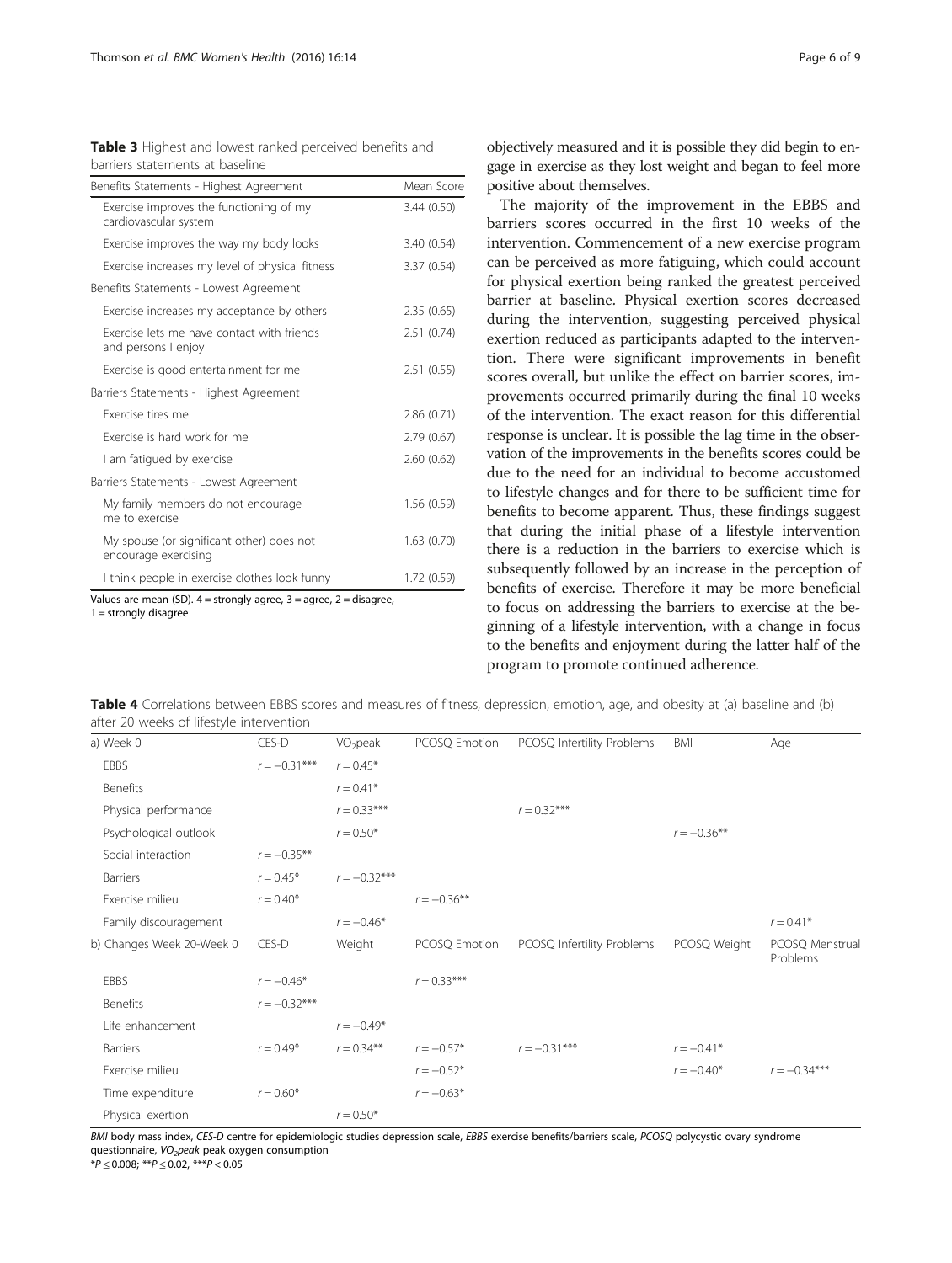**Table 3** Highest and lowest ranked perceived benefits and barriers statements at baseline

| Benefits Statements - Highest Agreement | Mean Score |
|---|---|
| Exercise improves the functioning of my cardiovascular system | 3.44 (0.50) |
| Exercise improves the way my body looks | 3.40 (0.54) |
| Exercise increases my level of physical fitness | 3.37 (0.54) |
| Benefits Statements - Lowest Agreement | |
| Exercise increases my acceptance by others | 2.35 (0.65) |
| Exercise lets me have contact with friends and persons I enjoy | 2.51 (0.74) |
| Exercise is good entertainment for me | 2.51 (0.55) |
| Barriers Statements - Highest Agreement | |
| Exercise tires me | 2.86 (0.71) |
| Exercise is hard work for me | 2.79 (0.67) |
| I am fatigued by exercise | 2.60 (0.62) |
| Barriers Statements - Lowest Agreement | |
| My family members do not encourage me to exercise | 1.56 (0.59) |
| My spouse (or significant other) does not encourage exercising | 1.63 (0.70) |
| I think people in exercise clothes look funny | 1.72 (0.59) |

Values are mean (SD). 4 = strongly agree, 3 = agree, 2 = disagree, 1 = strongly disagree

objectively measured and it is possible they did begin to engage in exercise as they lost weight and began to feel more positive about themselves.

The majority of the improvement in the EBBS and barriers scores occurred in the first 10 weeks of the intervention. Commencement of a new exercise program can be perceived as more fatiguing, which could account for physical exertion being ranked the greatest perceived barrier at baseline. Physical exertion scores decreased during the intervention, suggesting perceived physical exertion reduced as participants adapted to the intervention. There were significant improvements in benefit scores overall, but unlike the effect on barrier scores, improvements occurred primarily during the final 10 weeks of the intervention. The exact reason for this differential response is unclear. It is possible the lag time in the observation of the improvements in the benefits scores could be due to the need for an individual to become accustomed to lifestyle changes and for there to be sufficient time for benefits to become apparent. Thus, these findings suggest that during the initial phase of a lifestyle intervention there is a reduction in the barriers to exercise which is subsequently followed by an increase in the perception of benefits of exercise. Therefore it may be more beneficial to focus on addressing the barriers to exercise at the beginning of a lifestyle intervention, with a change in focus to the benefits and enjoyment during the latter half of the program to promote continued adherence.

**Table 4** Correlations between EBBS scores and measures of fitness, depression, emotion, age, and obesity at (a) baseline and (b) after 20 weeks of lifestyle intervention

| a) Week 0 | CES-D | $VO_2$peak | PCOSQ Emotion | PCOSQ Infertility Problems | BMI | Age |
|---|---|---|---|---|---|---|
| EBBS | $r = -0.31$*** | $r = 0.45$* | | | | |
| Benefits | | $r = 0.41$* | | | | |
| Physical performance | | $r = 0.33$*** | | $r = 0.32$*** | | |
| Psychological outlook | | $r = 0.50$* | | | $r = -0.36$** | |
| Social interaction | $r = -0.35$** | | | | | |
| Barriers | $r = 0.45$* | $r = -0.32$*** | | | | |
| Exercise milieu | $r = 0.40$* | | $r = -0.36$** | | | |
| Family discouragement | | $r = -0.46$* | | | | $r = 0.41$* |
| **b) Changes Week 20-Week 0** | **CES-D** | **Weight** | **PCOSQ Emotion** | **PCOSQ Infertility Problems** | **PCOSQ Weight** | **PCOSQ Menstrual Problems** |
| EBBS | $r = -0.46$* | | $r = 0.33$*** | | | |
| Benefits | $r = -0.32$*** | | | | | |
| Life enhancement | | $r = -0.49$* | | | | |
| Barriers | $r = 0.49$* | $r = 0.34$** | $r = -0.57$* | $r = -0.31$*** | $r = -0.41$* | |
| Exercise milieu | | | $r = -0.52$* | | $r = -0.40$* | $r = -0.34$*** |
| Time expenditure | $r = 0.60$* | | $r = -0.63$* | | | |
| Physical exertion | | $r = 0.50$* | | | | |

*BMI* body mass index, *CES-D* centre for epidemiologic studies depression scale, *EBBS* exercise benefits/barriers scale, *PCOSQ* polycystic ovary syndrome questionnaire, *$VO_2$peak* peak oxygen consumption

*$P \leq 0.008$; **$P \leq 0.02$, ***$P < 0.05$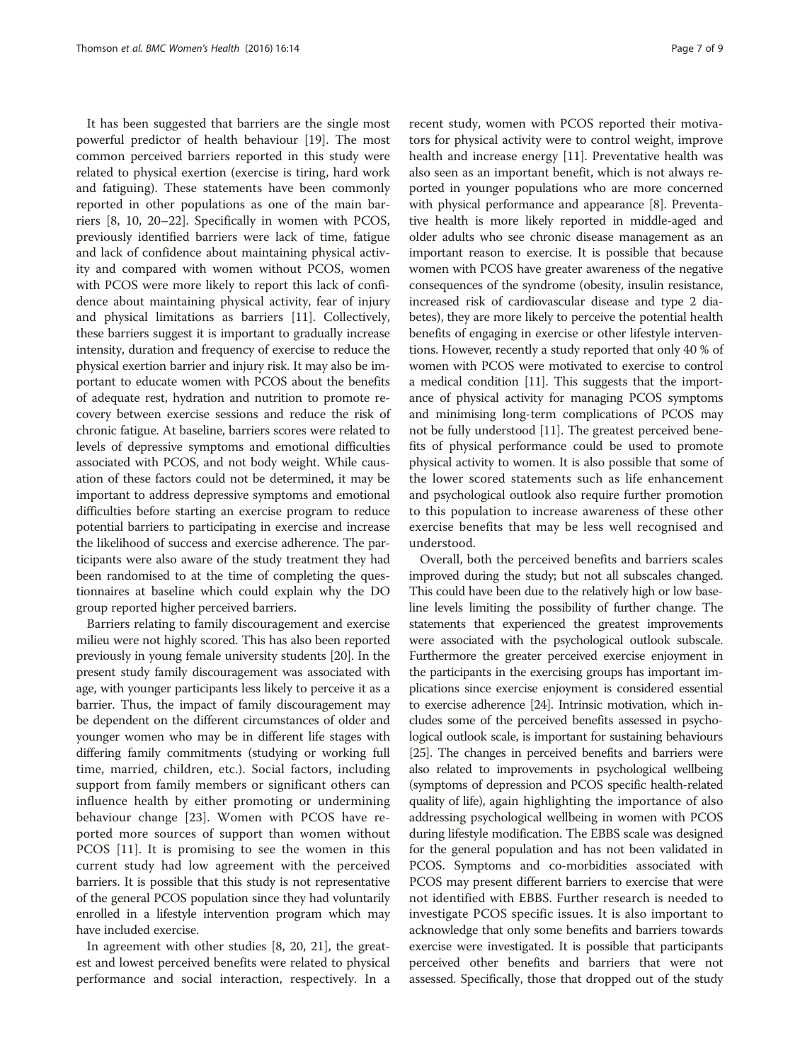It has been suggested that barriers are the single most powerful predictor of health behaviour [19]. The most common perceived barriers reported in this study were related to physical exertion (exercise is tiring, hard work and fatiguing). These statements have been commonly reported in other populations as one of the main barriers [8, 10, 20–22]. Specifically in women with PCOS, previously identified barriers were lack of time, fatigue and lack of confidence about maintaining physical activity and compared with women without PCOS, women with PCOS were more likely to report this lack of confidence about maintaining physical activity, fear of injury and physical limitations as barriers [11]. Collectively, these barriers suggest it is important to gradually increase intensity, duration and frequency of exercise to reduce the physical exertion barrier and injury risk. It may also be important to educate women with PCOS about the benefits of adequate rest, hydration and nutrition to promote recovery between exercise sessions and reduce the risk of chronic fatigue. At baseline, barriers scores were related to levels of depressive symptoms and emotional difficulties associated with PCOS, and not body weight. While causation of these factors could not be determined, it may be important to address depressive symptoms and emotional difficulties before starting an exercise program to reduce potential barriers to participating in exercise and increase the likelihood of success and exercise adherence. The participants were also aware of the study treatment they had been randomised to at the time of completing the questionnaires at baseline which could explain why the DO group reported higher perceived barriers.

Barriers relating to family discouragement and exercise milieu were not highly scored. This has also been reported previously in young female university students [20]. In the present study family discouragement was associated with age, with younger participants less likely to perceive it as a barrier. Thus, the impact of family discouragement may be dependent on the different circumstances of older and younger women who may be in different life stages with differing family commitments (studying or working full time, married, children, etc.). Social factors, including support from family members or significant others can influence health by either promoting or undermining behaviour change [23]. Women with PCOS have reported more sources of support than women without PCOS [11]. It is promising to see the women in this current study had low agreement with the perceived barriers. It is possible that this study is not representative of the general PCOS population since they had voluntarily enrolled in a lifestyle intervention program which may have included exercise.

In agreement with other studies [8, 20, 21], the greatest and lowest perceived benefits were related to physical performance and social interaction, respectively. In a recent study, women with PCOS reported their motivators for physical activity were to control weight, improve health and increase energy [11]. Preventative health was also seen as an important benefit, which is not always reported in younger populations who are more concerned with physical performance and appearance [8]. Preventative health is more likely reported in middle-aged and older adults who see chronic disease management as an important reason to exercise. It is possible that because women with PCOS have greater awareness of the negative consequences of the syndrome (obesity, insulin resistance, increased risk of cardiovascular disease and type 2 diabetes), they are more likely to perceive the potential health benefits of engaging in exercise or other lifestyle interventions. However, recently a study reported that only 40 % of women with PCOS were motivated to exercise to control a medical condition [11]. This suggests that the importance of physical activity for managing PCOS symptoms and minimising long-term complications of PCOS may not be fully understood [11]. The greatest perceived benefits of physical performance could be used to promote physical activity to women. It is also possible that some of the lower scored statements such as life enhancement and psychological outlook also require further promotion to this population to increase awareness of these other exercise benefits that may be less well recognised and understood.

Overall, both the perceived benefits and barriers scales improved during the study; but not all subscales changed. This could have been due to the relatively high or low baseline levels limiting the possibility of further change. The statements that experienced the greatest improvements were associated with the psychological outlook subscale. Furthermore the greater perceived exercise enjoyment in the participants in the exercising groups has important implications since exercise enjoyment is considered essential to exercise adherence [24]. Intrinsic motivation, which includes some of the perceived benefits assessed in psychological outlook scale, is important for sustaining behaviours [25]. The changes in perceived benefits and barriers were also related to improvements in psychological wellbeing (symptoms of depression and PCOS specific health-related quality of life), again highlighting the importance of also addressing psychological wellbeing in women with PCOS during lifestyle modification. The EBBS scale was designed for the general population and has not been validated in PCOS. Symptoms and co-morbidities associated with PCOS may present different barriers to exercise that were not identified with EBBS. Further research is needed to investigate PCOS specific issues. It is also important to acknowledge that only some benefits and barriers towards exercise were investigated. It is possible that participants perceived other benefits and barriers that were not assessed. Specifically, those that dropped out of the study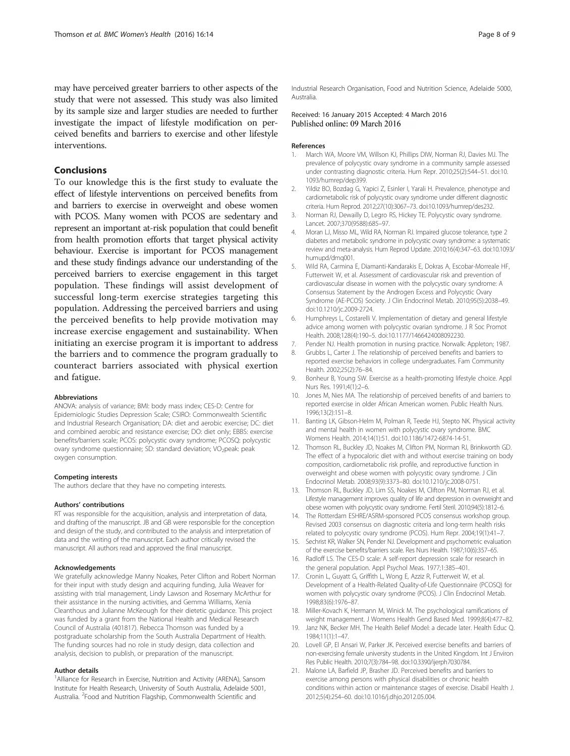may have perceived greater barriers to other aspects of the study that were not assessed. This study was also limited by its sample size and larger studies are needed to further investigate the impact of lifestyle modification on perceived benefits and barriers to exercise and other lifestyle interventions.

## Conclusions

To our knowledge this is the first study to evaluate the effect of lifestyle interventions on perceived benefits from and barriers to exercise in overweight and obese women with PCOS. Many women with PCOS are sedentary and represent an important at-risk population that could benefit from health promotion efforts that target physical activity behaviour. Exercise is important for PCOS management and these study findings advance our understanding of the perceived barriers to exercise engagement in this target population. These findings will assist development of successful long-term exercise strategies targeting this population. Addressing the perceived barriers and using the perceived benefits to help provide motivation may increase exercise engagement and sustainability. When initiating an exercise program it is important to address the barriers and to commence the program gradually to counteract barriers associated with physical exertion and fatigue.

#### Abbreviations

ANOVA: analysis of variance; BMI: body mass index; CES-D: Centre for Epidemiologic Studies Depression Scale; CSIRO: Commonwealth Scientific and Industrial Research Organisation; DA: diet and aerobic exercise; DC: diet and combined aerobic and resistance exercise; DO: diet only; EBBS: exercise benefits/barriers scale; PCOS: polycystic ovary syndrome; PCOSQ: polycystic ovary syndrome questionnaire; SD: standard deviation; $VO_2$peak: peak oxygen consumption.

#### Competing interests

The authors declare that they have no competing interests.

#### Authors' contributions

RT was responsible for the acquisition, analysis and interpretation of data, and drafting of the manuscript. JB and GB were responsible for the conception and design of the study, and contributed to the analysis and interpretation of data and the writing of the manuscript. Each author critically revised the manuscript. All authors read and approved the final manuscript.

#### Acknowledgements

We gratefully acknowledge Manny Noakes, Peter Clifton and Robert Norman for their input with study design and acquiring funding, Julia Weaver for assisting with trial management, Lindy Lawson and Rosemary McArthur for their assistance in the nursing activities, and Gemma Williams, Xenia Cleanthous and Julianne McKeough for their dietetic guidance. This project was funded by a grant from the National Health and Medical Research Council of Australia (401817). Rebecca Thomson was funded by a postgraduate scholarship from the South Australia Department of Health. The funding sources had no role in study design, data collection and analysis, decision to publish, or preparation of the manuscript.

#### Author details

[1]Alliance for Research in Exercise, Nutrition and Activity (ARENA), Sansom Institute for Health Research, University of South Australia, Adelaide 5001, Australia. [2]Food and Nutrition Flagship, Commonwealth Scientific and Industrial Research Organisation, Food and Nutrition Science, Adelaide 5000, Australia.

Received: 16 January 2015 Accepted: 4 March 2016
Published online: 09 March 2016

#### References

1. March WA, Moore VM, Willson KJ, Phillips DIW, Norman RJ, Davies MJ. The prevalence of polycystic ovary syndrome in a community sample assessed under contrasting diagnostic criteria. Hum Repr. 2010;25(2):544–51. doi:10.1093/humrep/dep399.
2. Yildiz BO, Bozdag G, Yapici Z, Esinler I, Yarali H. Prevalence, phenotype and cardiometabolic risk of polycystic ovary syndrome under different diagnostic criteria. Hum Reprod. 2012;27(10):3067–73. doi:10.1093/humrep/des232.
3. Norman RJ, Dewailly D, Legro RS, Hickey TE. Polycystic ovary syndrome. Lancet. 2007;370(9588):685–97.
4. Moran LJ, Misso ML, Wild RA, Norman RJ. Impaired glucose tolerance, type 2 diabetes and metabolic syndrome in polycystic ovary syndrome: a systematic review and meta-analysis. Hum Reprod Update. 2010;16(4):347–63. doi:10.1093/humupd/dmq001.
5. Wild RA, Carmina E, Diamanti-Kandarakis E, Dokras A, Escobar-Morreale HF, Futterweit W, et al. Assessment of cardiovascular risk and prevention of cardiovascular disease in women with the polycystic ovary syndrome: A Consensus Statement by the Androgen Excess and Polycystic Ovary Syndrome (AE-PCOS) Society. J Clin Endocrinol Metab. 2010;95(5):2038–49. doi:10.1210/jc.2009-2724.
6. Humphreys L, Costarelli V. Implementation of dietary and general lifestyle advice among women with polycystic ovarian syndrome. J R Soc Promot Health. 2008;128(4):190–5. doi:10.1177/1466424008092230.
7. Pender NJ. Health promotion in nursing practice. Norwalk: Appleton; 1987.
8. Grubbs L, Carter J. The relationship of perceived benefits and barriers to reported exercise behaviors in college undergraduates. Fam Community Health. 2002;25(2):76–84.
9. Bonheur B, Young SW. Exercise as a health-promoting lifestyle choice. Appl Nurs Res. 1991;4(1):2–6.
10. Jones M, Nies MA. The relationship of perceived benefits of and barriers to reported exercise in older African American women. Public Health Nurs. 1996;13(2):151–8.
11. Banting LK, Gibson-Helm M, Polman R, Teede HJ, Stepto NK. Physical activity and mental health in women with polycystic ovary syndrome. BMC Womens Health. 2014;14(1):51. doi:10.1186/1472-6874-14-51.
12. Thomson RL, Buckley JD, Noakes M, Clifton PM, Norman RJ, Brinkworth GD. The effect of a hypocaloric diet with and without exercise training on body composition, cardiometabolic risk profile, and reproductive function in overweight and obese women with polycystic ovary syndrome. J Clin Endocrinol Metab. 2008;93(9):3373–80. doi:10.1210/jc.2008-0751.
13. Thomson RL, Buckley JD, Lim SS, Noakes M, Clifton PM, Norman RJ, et al. Lifestyle management improves quality of life and depression in overweight and obese women with polycystic ovary syndrome. Fertil Steril. 2010;94(5):1812–6.
14. The Rotterdam ESHRE/ASRM-sponsored PCOS consensus workshop group. Revised 2003 consensus on diagnostic criteria and long-term health risks related to polycystic ovary syndrome (PCOS). Hum Repr. 2004;19(1):41–7.
15. Sechrist KR, Walker SN, Pender NJ. Development and psychometric evaluation of the exercise benefits/barriers scale. Res Nurs Health. 1987;10(6):357–65.
16. Radloff LS. The CES-D scale: A self-report depression scale for research in the general population. Appl Psychol Meas. 1977;1:385–401.
17. Cronin L, Guyatt G, Griffith L, Wong E, Azziz R, Futterweit W, et al. Development of a Health-Related Quality-of-Life Questionnaire (PCOSQ) for women with polycystic ovary syndrome (PCOS). J Clin Endocrinol Metab. 1998;83(6):1976–87.
18. Miller-Kovach K, Hermann M, Winick M. The psychological ramifications of weight management. J Womens Health Gend Based Med. 1999;8(4):477–82.
19. Janz NK, Becker MH. The Health Belief Model: a decade later. Health Educ Q. 1984;11(1):1–47.
20. Lovell GP, El Ansari W, Parker JK. Perceived exercise benefits and barriers of non-exercising female university students in the United Kingdom. Int J Environ Res Public Health. 2010;7(3):784–98. doi:10.3390/ijerph7030784.
21. Malone LA, Barfield JP, Brasher JD. Perceived benefits and barriers to exercise among persons with physical disabilities or chronic health conditions within action or maintenance stages of exercise. Disabil Health J. 2012;5(4):254–60. doi:10.1016/j.dhjo.2012.05.004.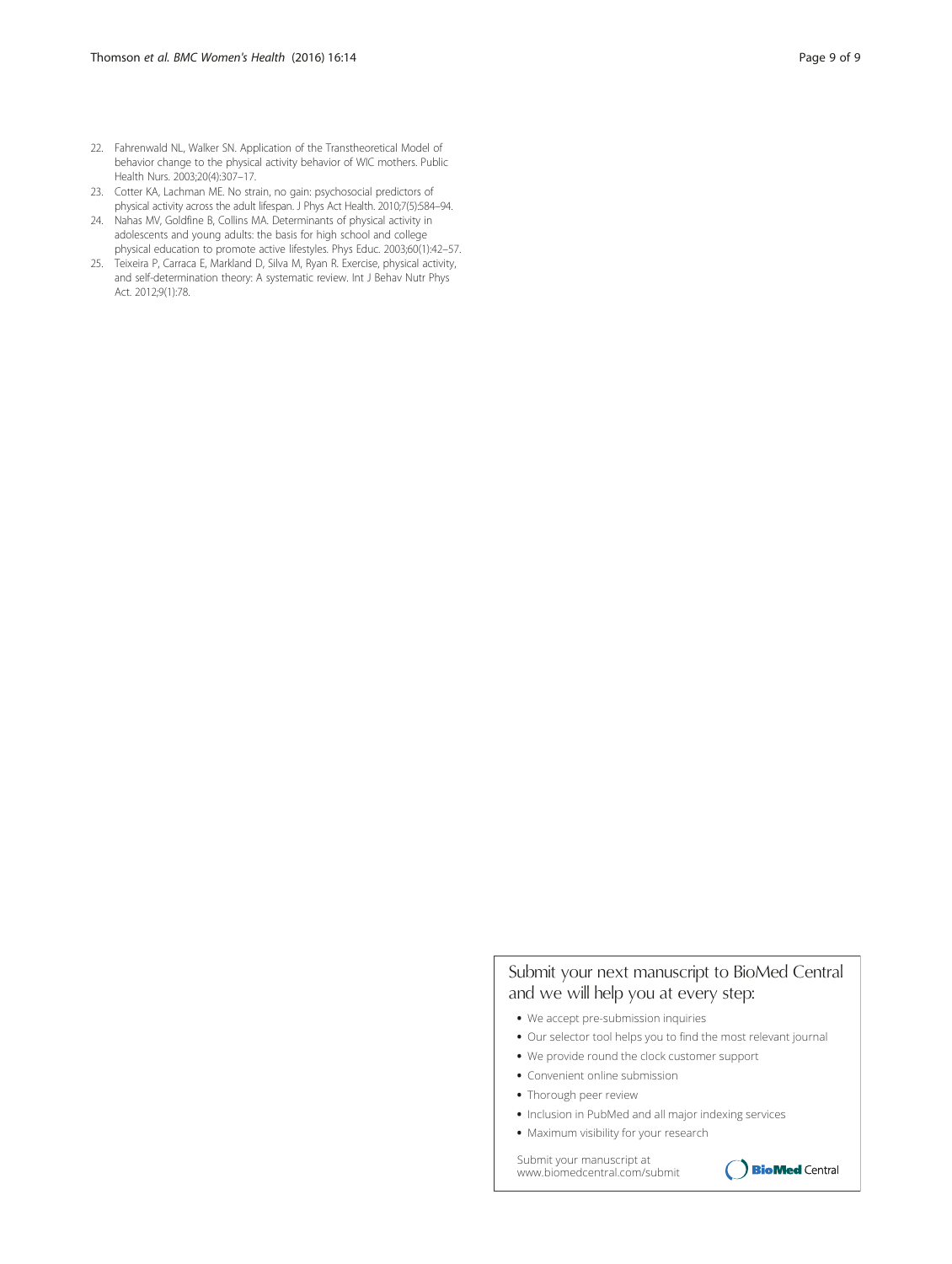22. Fahrenwald NL, Walker SN. Application of the Transtheoretical Model of behavior change to the physical activity behavior of WIC mothers. Public Health Nurs. 2003;20(4):307–17.
23. Cotter KA, Lachman ME. No strain, no gain: psychosocial predictors of physical activity across the adult lifespan. J Phys Act Health. 2010;7(5):584–94.
24. Nahas MV, Goldfine B, Collins MA. Determinants of physical activity in adolescents and young adults: the basis for high school and college physical education to promote active lifestyles. Phys Educ. 2003;60(1):42–57.
25. Teixeira P, Carraca E, Markland D, Silva M, Ryan R. Exercise, physical activity, and self-determination theory: A systematic review. Int J Behav Nutr Phys Act. 2012;9(1):78.

Submit your next manuscript to BioMed Central and we will help you at every step:

- We accept pre-submission inquiries
- Our selector tool helps you to find the most relevant journal
- We provide round the clock customer support
- Convenient online submission
- Thorough peer review
- Inclusion in PubMed and all major indexing services
- Maximum visibility for your research

Submit your manuscript at
www.biomedcentral.com/submit

BioMed Central